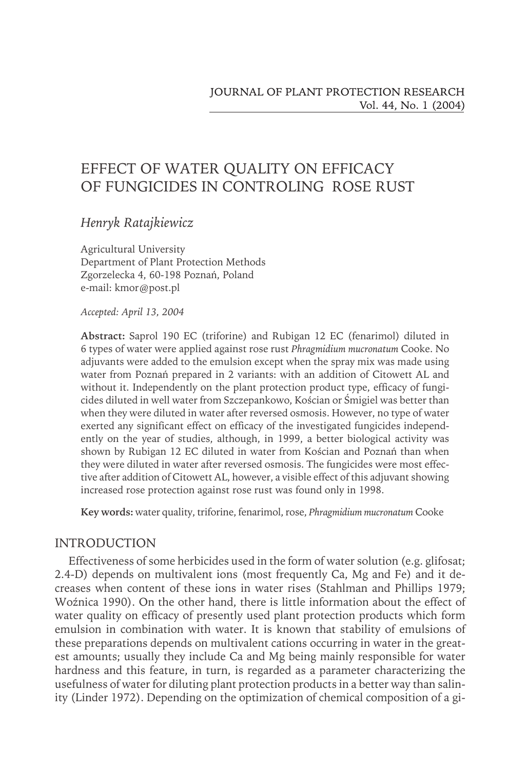# EFFECT OF WATER QUALITY ON EFFICACY OF FUNGICIDES IN CONTROLING ROSE RUST

*Henryk Ratajkiewicz*

Agricultural University
Department of Plant Protection Methods
Zgorzelecka 4, 60-198 Poznań, Poland
e-mail: kmor@post.pl

*Accepted: April 13, 2004*

**Abstract:** Saprol 190 EC (triforine) and Rubigan 12 EC (fenarimol) diluted in 6 types of water were applied against rose rust *Phragmidium mucronatum* Cooke. No adjuvants were added to the emulsion except when the spray mix was made using water from Poznań prepared in 2 variants: with an addition of Citowett AL and without it. Independently on the plant protection product type, efficacy of fungicides diluted in well water from Szczepankowo, Kościan or Śmigiel was better than when they were diluted in water after reversed osmosis. However, no type of water exerted any significant effect on efficacy of the investigated fungicides independently on the year of studies, although, in 1999, a better biological activity was shown by Rubigan 12 EC diluted in water from Kościan and Poznań than when they were diluted in water after reversed osmosis. The fungicides were most effective after addition of Citowett AL, however, a visible effect of this adjuvant showing increased rose protection against rose rust was found only in 1998.

**Key words:** water quality, triforine, fenarimol, rose, *Phragmidium mucronatum* Cooke

## INTRODUCTION

Effectiveness of some herbicides used in the form of water solution (e.g. glifosat; 2.4-D) depends on multivalent ions (most frequently Ca, Mg and Fe) and it decreases when content of these ions in water rises (Stahlman and Phillips 1979; Woźnica 1990). On the other hand, there is little information about the effect of water quality on efficacy of presently used plant protection products which form emulsion in combination with water. It is known that stability of emulsions of these preparations depends on multivalent cations occurring in water in the greatest amounts; usually they include Ca and Mg being mainly responsible for water hardness and this feature, in turn, is regarded as a parameter characterizing the usefulness of water for diluting plant protection products in a better way than salinity (Linder 1972). Depending on the optimization of chemical composition of a gi-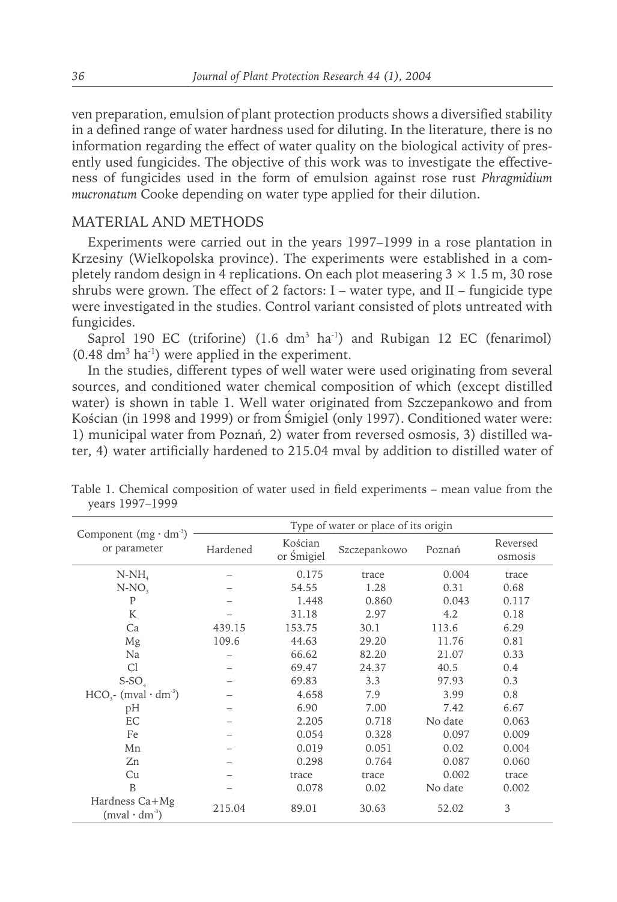ven preparation, emulsion of plant protection products shows a diversified stability in a defined range of water hardness used for diluting. In the literature, there is no information regarding the effect of water quality on the biological activity of presently used fungicides. The objective of this work was to investigate the effectiveness of fungicides used in the form of emulsion against rose rust *Phragmidium mucronatum* Cooke depending on water type applied for their dilution.

## MATERIAL AND METHODS

Experiments were carried out in the years 1997–1999 in a rose plantation in Krzesiny (Wielkopolska province). The experiments were established in a completely random design in 4 replications. On each plot measering $3 \times 1.5$ m, 30 rose shrubs were grown. The effect of 2 factors: I – water type, and II – fungicide type were investigated in the studies. Control variant consisted of plots untreated with fungicides.

Saprol 190 EC (triforine) (1.6 $dm^3$ $ha^{-1}$) and Rubigan 12 EC (fenarimol) (0.48 $dm^3$ $ha^{-1}$) were applied in the experiment.

In the studies, different types of well water were used originating from several sources, and conditioned water chemical composition of which (except distilled water) is shown in table 1. Well water originated from Szczepankowo and from Kościan (in 1998 and 1999) or from Śmigiel (only 1997). Conditioned water were: 1) municipal water from Poznań, 2) water from reversed osmosis, 3) distilled water, 4) water artificially hardened to 215.04 mval by addition to distilled water of

Table 1. Chemical composition of water used in field experiments – mean value from the years 1997–1999

| Component ($mg \cdot dm^{-3}$) or parameter | Type of water or place of its origin | | | | |
|---|---|---|---|---|---|
| | Hardened | Kościan or Śmigiel | Szczepankowo | Poznań | Reversed osmosis |
| $N\text{-}NH_4$ | – | 0.175 | trace | 0.004 | trace |
| $N\text{-}NO_3$ | – | 54.55 | 1.28 | 0.31 | 0.68 |
| P | – | 1.448 | 0.860 | 0.043 | 0.117 |
| K | – | 31.18 | 2.97 | 4.2 | 0.18 |
| Ca | 439.15 | 153.75 | 30.1 | 113.6 | 6.29 |
| Mg | 109.6 | 44.63 | 29.20 | 11.76 | 0.81 |
| Na | – | 66.62 | 82.20 | 21.07 | 0.33 |
| Cl | – | 69.47 | 24.37 | 40.5 | 0.4 |
| $S\text{-}SO_4$ | – | 69.83 | 3.3 | 97.93 | 0.3 |
| $HCO_3$- ($mval \cdot dm^{-3}$) | – | 4.658 | 7.9 | 3.99 | 0.8 |
| pH | – | 6.90 | 7.00 | 7.42 | 6.67 |
| EC | – | 2.205 | 0.718 | No date | 0.063 |
| Fe | – | 0.054 | 0.328 | 0.097 | 0.009 |
| Mn | – | 0.019 | 0.051 | 0.02 | 0.004 |
| Zn | – | 0.298 | 0.764 | 0.087 | 0.060 |
| Cu | – | trace | trace | 0.002 | trace |
| B | – | 0.078 | 0.02 | No date | 0.002 |
| Hardness Ca+Mg ($mval \cdot dm^{-3}$) | 215.04 | 89.01 | 30.63 | 52.02 | 3 |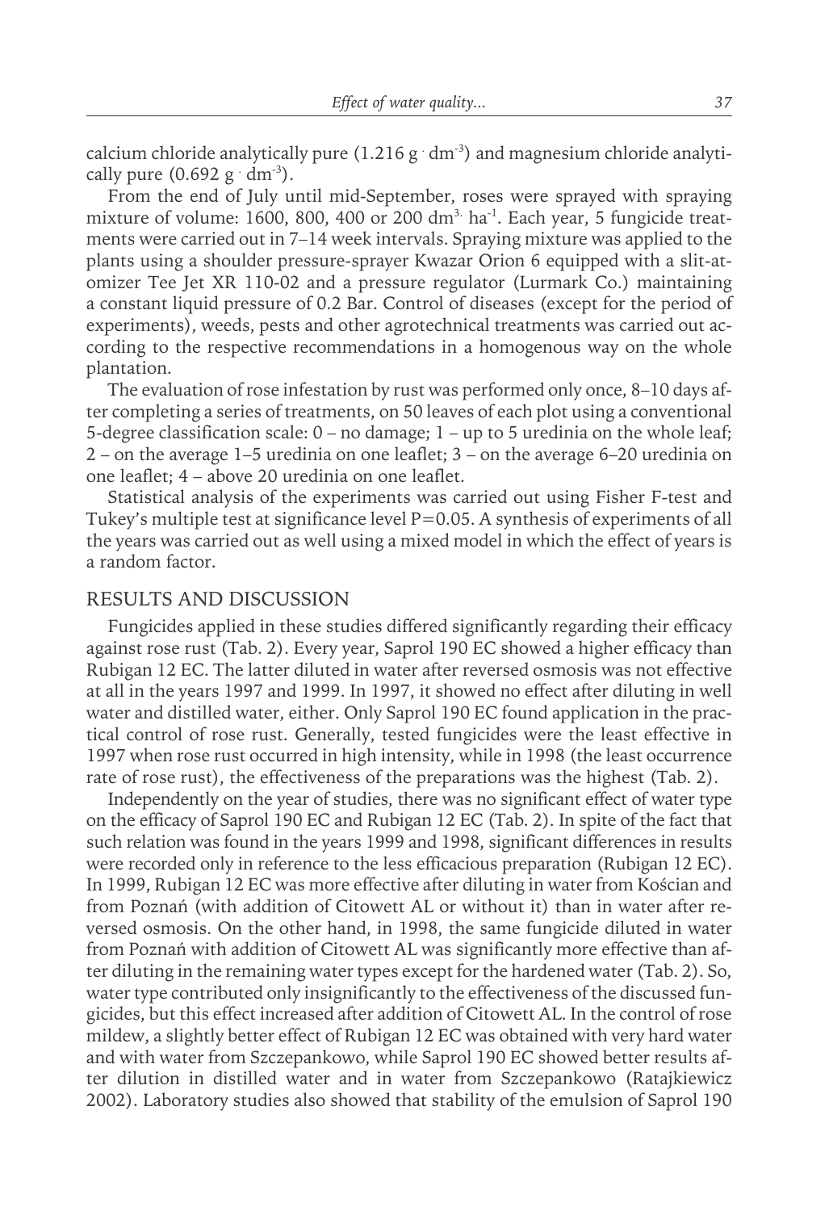calcium chloride analytically pure (1.216 $g \cdot dm^{-3}$) and magnesium chloride analytically pure (0.692 $g \cdot dm^{-3}$).

From the end of July until mid-September, roses were sprayed with spraying mixture of volume: 1600, 800, 400 or 200 $dm^{3} \cdot ha^{-1}$. Each year, 5 fungicide treatments were carried out in 7–14 week intervals. Spraying mixture was applied to the plants using a shoulder pressure-sprayer Kwazar Orion 6 equipped with a slit-atomizer Tee Jet XR 110-02 and a pressure regulator (Lurmark Co.) maintaining a constant liquid pressure of 0.2 Bar. Control of diseases (except for the period of experiments), weeds, pests and other agrotechnical treatments was carried out according to the respective recommendations in a homogenous way on the whole plantation.

The evaluation of rose infestation by rust was performed only once, 8–10 days after completing a series of treatments, on 50 leaves of each plot using a conventional 5-degree classification scale: 0 – no damage; 1 – up to 5 uredinia on the whole leaf; 2 – on the average 1–5 uredinia on one leaflet; 3 – on the average 6–20 uredinia on one leaflet; 4 – above 20 uredinia on one leaflet.

Statistical analysis of the experiments was carried out using Fisher F-test and Tukey's multiple test at significance level P=0.05. A synthesis of experiments of all the years was carried out as well using a mixed model in which the effect of years is a random factor.

## RESULTS AND DISCUSSION

Fungicides applied in these studies differed significantly regarding their efficacy against rose rust (Tab. 2). Every year, Saprol 190 EC showed a higher efficacy than Rubigan 12 EC. The latter diluted in water after reversed osmosis was not effective at all in the years 1997 and 1999. In 1997, it showed no effect after diluting in well water and distilled water, either. Only Saprol 190 EC found application in the practical control of rose rust. Generally, tested fungicides were the least effective in 1997 when rose rust occurred in high intensity, while in 1998 (the least occurrence rate of rose rust), the effectiveness of the preparations was the highest (Tab. 2).

Independently on the year of studies, there was no significant effect of water type on the efficacy of Saprol 190 EC and Rubigan 12 EC (Tab. 2). In spite of the fact that such relation was found in the years 1999 and 1998, significant differences in results were recorded only in reference to the less efficacious preparation (Rubigan 12 EC). In 1999, Rubigan 12 EC was more effective after diluting in water from Kościan and from Poznań (with addition of Citowett AL or without it) than in water after reversed osmosis. On the other hand, in 1998, the same fungicide diluted in water from Poznań with addition of Citowett AL was significantly more effective than after diluting in the remaining water types except for the hardened water (Tab. 2). So, water type contributed only insignificantly to the effectiveness of the discussed fungicides, but this effect increased after addition of Citowett AL. In the control of rose mildew, a slightly better effect of Rubigan 12 EC was obtained with very hard water and with water from Szczepankowo, while Saprol 190 EC showed better results after dilution in distilled water and in water from Szczepankowo (Ratajkiewicz 2002). Laboratory studies also showed that stability of the emulsion of Saprol 190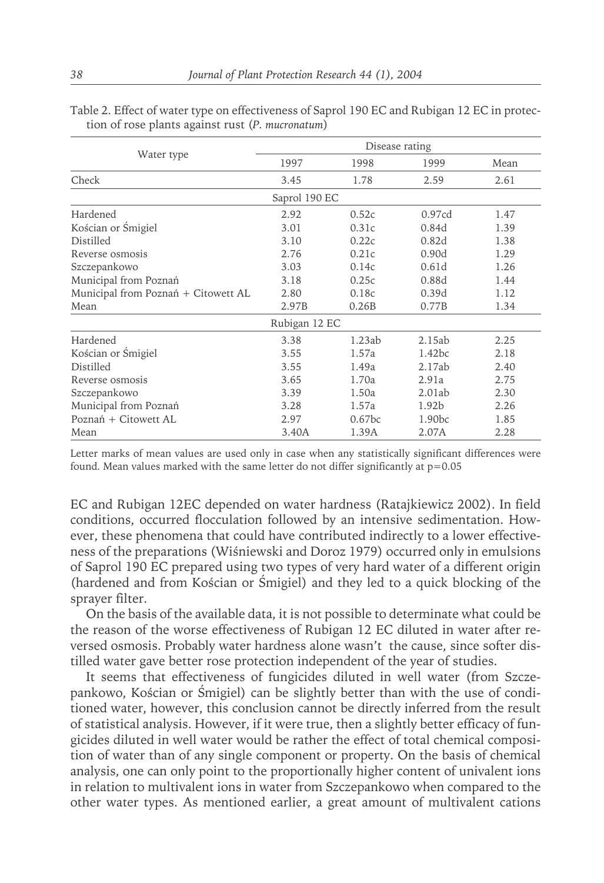Table 2. Effect of water type on effectiveness of Saprol 190 EC and Rubigan 12 EC in protection of rose plants against rust (*P. mucronatum*)

| Water type | Disease rating | | | |
|---|---|---|---|---|
| | 1997 | 1998 | 1999 | Mean |
| Check | 3.45 | 1.78 | 2.59 | 2.61 |
| | Saprol 190 EC | | | |
| Hardened | 2.92 | 0.52c | 0.97cd | 1.47 |
| Kościan or Śmigiel | 3.01 | 0.31c | 0.84d | 1.39 |
| Distilled | 3.10 | 0.22c | 0.82d | 1.38 |
| Reverse osmosis | 2.76 | 0.21c | 0.90d | 1.29 |
| Szczepankowo | 3.03 | 0.14c | 0.61d | 1.26 |
| Municipal from Poznań | 3.18 | 0.25c | 0.88d | 1.44 |
| Municipal from Poznań + Citowett AL | 2.80 | 0.18c | 0.39d | 1.12 |
| Mean | 2.97B | 0.26B | 0.77B | 1.34 |
| | Rubigan 12 EC | | | |
| Hardened | 3.38 | 1.23ab | 2.15ab | 2.25 |
| Kościan or Śmigiel | 3.55 | 1.57a | 1.42bc | 2.18 |
| Distilled | 3.55 | 1.49a | 2.17ab | 2.40 |
| Reverse osmosis | 3.65 | 1.70a | 2.91a | 2.75 |
| Szczepankowo | 3.39 | 1.50a | 2.01ab | 2.30 |
| Municipal from Poznań | 3.28 | 1.57a | 1.92b | 2.26 |
| Poznań + Citowett AL | 2.97 | 0.67bc | 1.90bc | 1.85 |
| Mean | 3.40A | 1.39A | 2.07A | 2.28 |

Letter marks of mean values are used only in case when any statistically significant differences were found. Mean values marked with the same letter do not differ significantly at $p=0.05$

EC and Rubigan 12EC depended on water hardness (Ratajkiewicz 2002). In field conditions, occurred flocculation followed by an intensive sedimentation. However, these phenomena that could have contributed indirectly to a lower effectiveness of the preparations (Wiśniewski and Doroz 1979) occurred only in emulsions of Saprol 190 EC prepared using two types of very hard water of a different origin (hardened and from Kościan or Śmigiel) and they led to a quick blocking of the sprayer filter.

On the basis of the available data, it is not possible to determinate what could be the reason of the worse effectiveness of Rubigan 12 EC diluted in water after reversed osmosis. Probably water hardness alone wasn't the cause, since softer distilled water gave better rose protection independent of the year of studies.

It seems that effectiveness of fungicides diluted in well water (from Szczepankowo, Kościan or Śmigiel) can be slightly better than with the use of conditioned water, however, this conclusion cannot be directly inferred from the result of statistical analysis. However, if it were true, then a slightly better efficacy of fungicides diluted in well water would be rather the effect of total chemical composition of water than of any single component or property. On the basis of chemical analysis, one can only point to the proportionally higher content of univalent ions in relation to multivalent ions in water from Szczepankowo when compared to the other water types. As mentioned earlier, a great amount of multivalent cations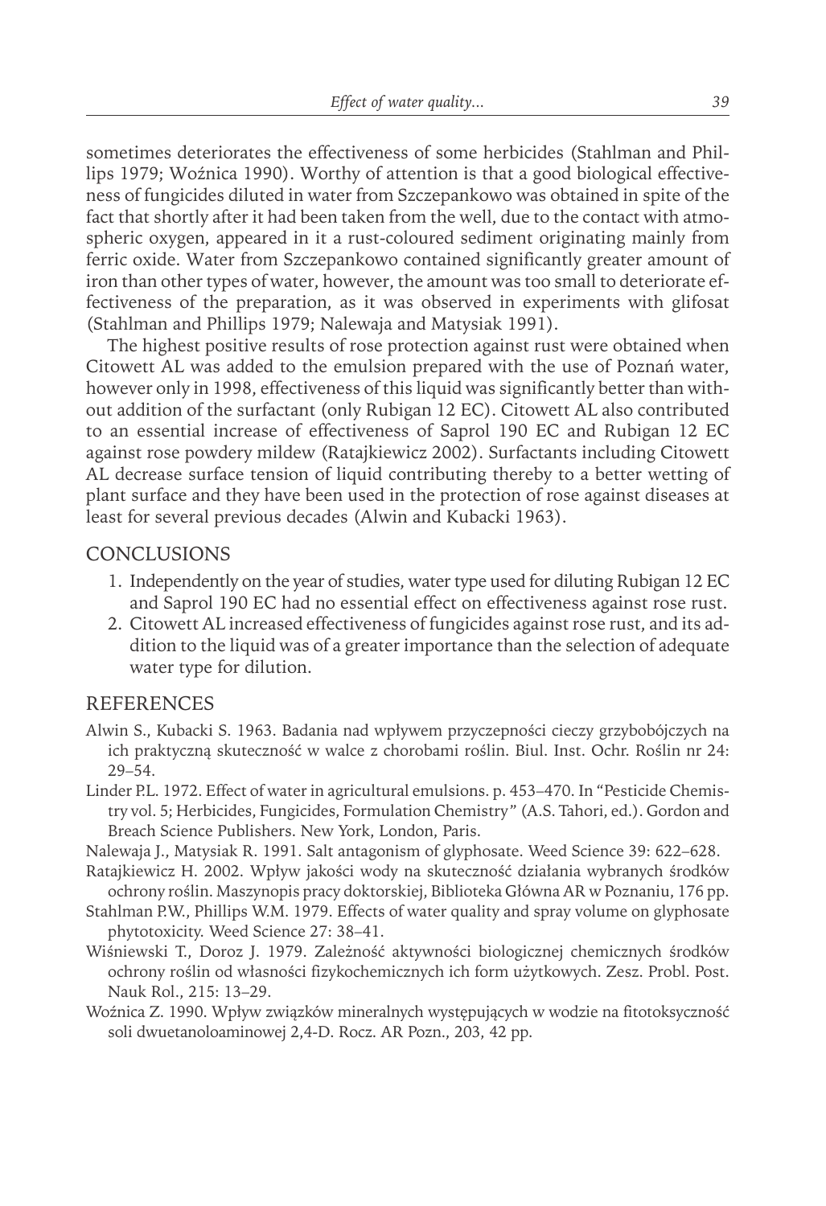sometimes deteriorates the effectiveness of some herbicides (Stahlman and Phillips 1979; Woźnica 1990). Worthy of attention is that a good biological effectiveness of fungicides diluted in water from Szczepankowo was obtained in spite of the fact that shortly after it had been taken from the well, due to the contact with atmospheric oxygen, appeared in it a rust-coloured sediment originating mainly from ferric oxide. Water from Szczepankowo contained significantly greater amount of iron than other types of water, however, the amount was too small to deteriorate effectiveness of the preparation, as it was observed in experiments with glifosat (Stahlman and Phillips 1979; Nalewaja and Matysiak 1991).

The highest positive results of rose protection against rust were obtained when Citowett AL was added to the emulsion prepared with the use of Poznań water, however only in 1998, effectiveness of this liquid was significantly better than without addition of the surfactant (only Rubigan 12 EC). Citowett AL also contributed to an essential increase of effectiveness of Saprol 190 EC and Rubigan 12 EC against rose powdery mildew (Ratajkiewicz 2002). Surfactants including Citowett AL decrease surface tension of liquid contributing thereby to a better wetting of plant surface and they have been used in the protection of rose against diseases at least for several previous decades (Alwin and Kubacki 1963).

## CONCLUSIONS

1. Independently on the year of studies, water type used for diluting Rubigan 12 EC and Saprol 190 EC had no essential effect on effectiveness against rose rust.
2. Citowett AL increased effectiveness of fungicides against rose rust, and its addition to the liquid was of a greater importance than the selection of adequate water type for dilution.

## REFERENCES

Alwin S., Kubacki S. 1963. Badania nad wpływem przyczepności cieczy grzybobójczych na ich praktyczną skuteczność w walce z chorobami roślin. Biul. Inst. Ochr. Roślin nr 24: 29–54.

Linder P.L. 1972. Effect of water in agricultural emulsions. p. 453–470. In "Pesticide Chemistry vol. 5; Herbicides, Fungicides, Formulation Chemistry" (A.S. Tahori, ed.). Gordon and Breach Science Publishers. New York, London, Paris.

Nalewaja J., Matysiak R. 1991. Salt antagonism of glyphosate. Weed Science 39: 622–628.

Ratajkiewicz H. 2002. Wpływ jakości wody na skuteczność działania wybranych środków ochrony roślin. Maszynopis pracy doktorskiej, Biblioteka Główna AR w Poznaniu, 176 pp.

Stahlman P.W., Phillips W.M. 1979. Effects of water quality and spray volume on glyphosate phytotoxicity. Weed Science 27: 38–41.

Wiśniewski T., Doroz J. 1979. Zależność aktywności biologicznej chemicznych środków ochrony roślin od własności fizykochemicznych ich form użytkowych. Zesz. Probl. Post. Nauk Rol., 215: 13–29.

Woźnica Z. 1990. Wpływ związków mineralnych występujących w wodzie na fitotoksyczność soli dwuetanoloaminowej 2,4-D. Rocz. AR Pozn., 203, 42 pp.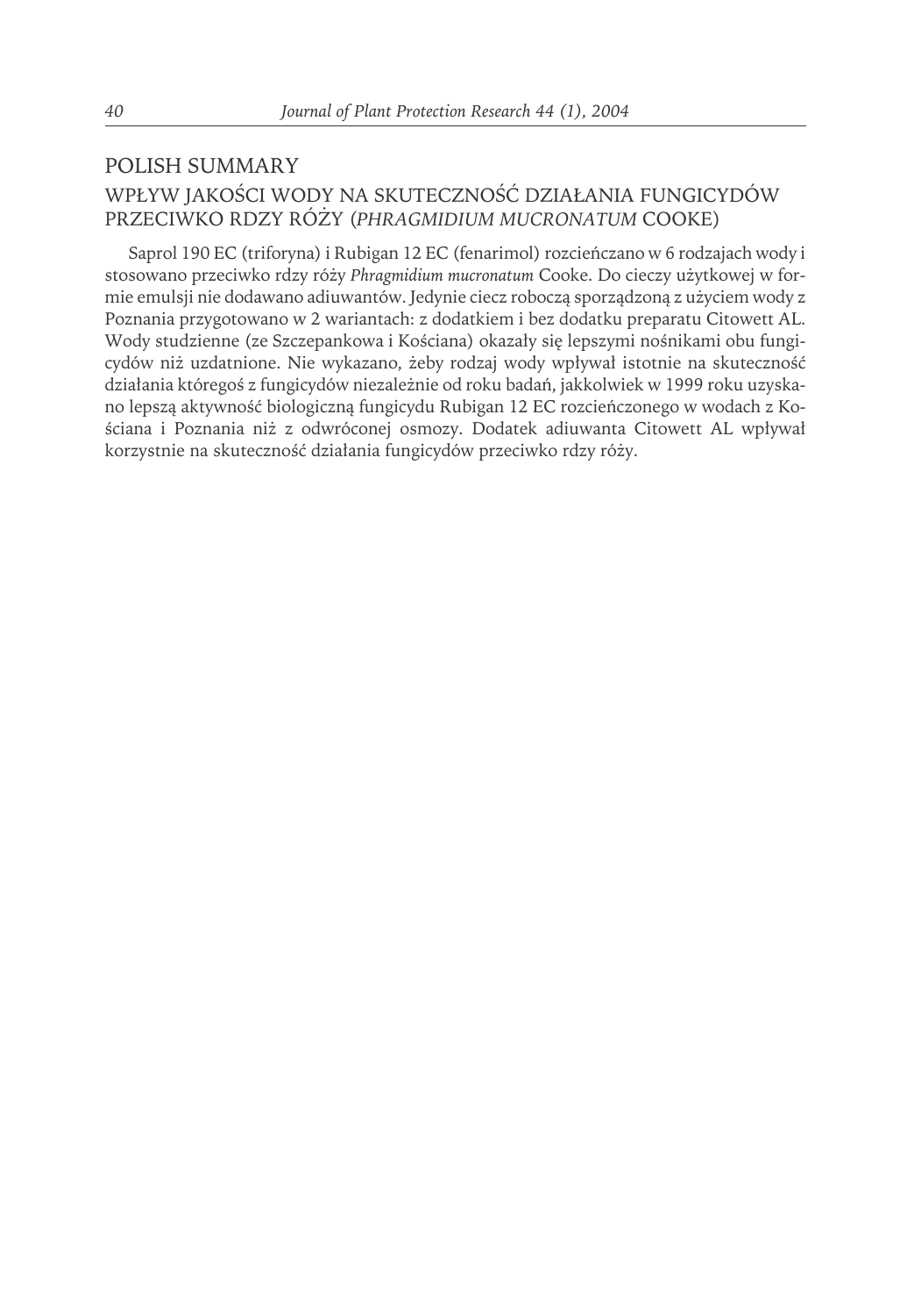## POLISH SUMMARY

### WPŁYW JAKOŚCI WODY NA SKUTECZNOŚĆ DZIAŁANIA FUNGICYDÓW PRZECIWKO RDZY RÓŻY (*PHRAGMIDIUM MUCRONATUM* COOKE)

Saprol 190 EC (triforyna) i Rubigan 12 EC (fenarimol) rozcieńczano w 6 rodzajach wody i stosowano przeciwko rdzy róży *Phragmidium mucronatum* Cooke. Do cieczy użytkowej w formie emulsji nie dodawano adiuwantów. Jedynie ciecz roboczą sporządzoną z użyciem wody z Poznania przygotowano w 2 wariantach: z dodatkiem i bez dodatku preparatu Citowett AL. Wody studzienne (ze Szczepankowa i Kościana) okazały się lepszymi nośnikami obu fungicydów niż uzdatnione. Nie wykazano, żeby rodzaj wody wpływał istotnie na skuteczność działania któregoś z fungicydów niezależnie od roku badań, jakkolwiek w 1999 roku uzyskano lepszą aktywność biologiczną fungicydu Rubigan 12 EC rozcieńczonego w wodach z Kościana i Poznania niż z odwróconej osmozy. Dodatek adiuwanta Citowett AL wpływał korzystnie na skuteczność działania fungicydów przeciwko rdzy róży.